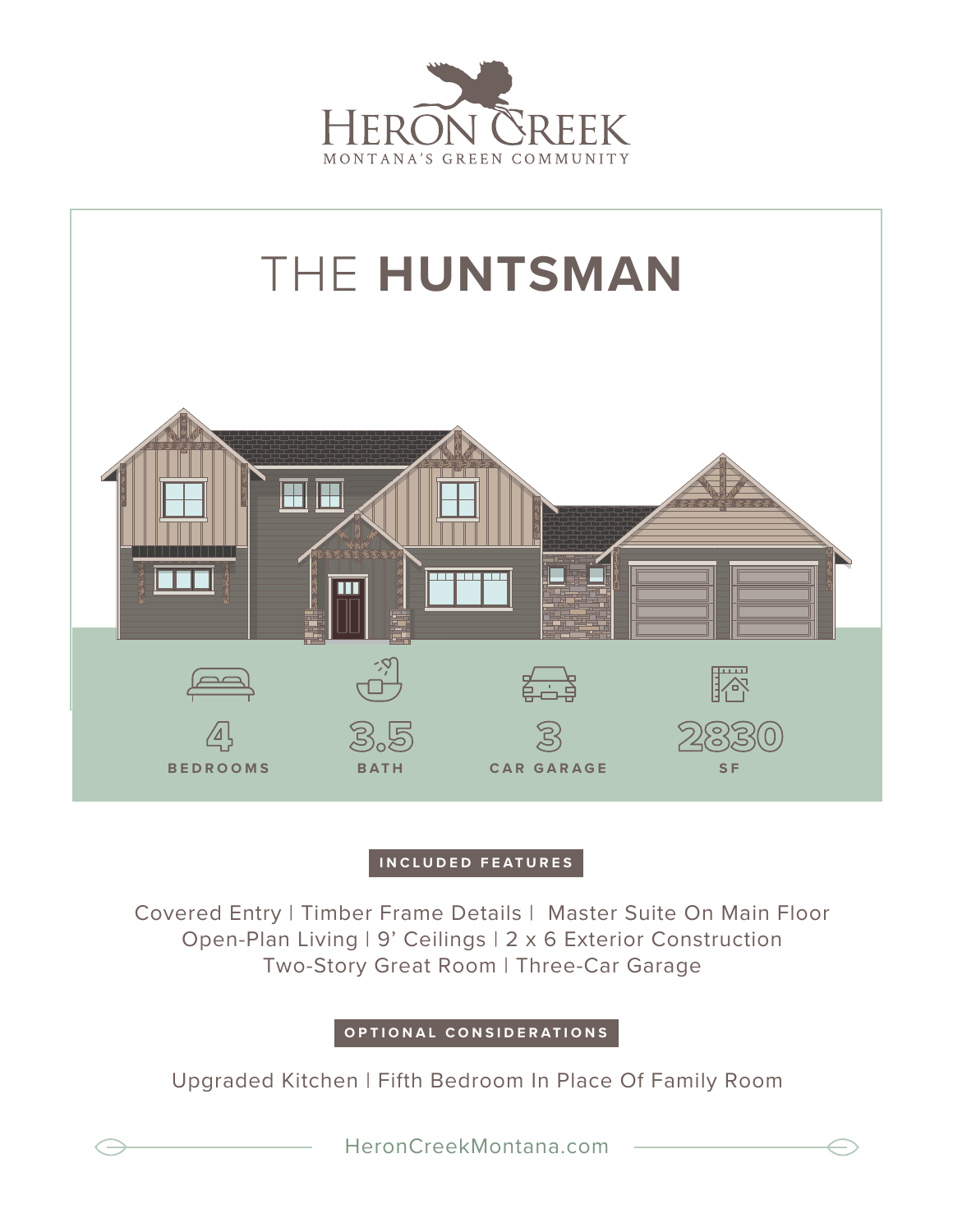HERON CREEK
MONTANA'S GREEN COMMUNITY

# THE **HUNTSMAN**

**4** BEDROOMS

**3.5** BATH

**3** CAR GARAGE

**2830** SF

## INCLUDED FEATURES

Covered Entry | Timber Frame Details | Master Suite On Main Floor
Open-Plan Living | 9' Ceilings | 2 x 6 Exterior Construction
Two-Story Great Room | Three-Car Garage

## OPTIONAL CONSIDERATIONS

Upgraded Kitchen | Fifth Bedroom In Place Of Family Room

HeronCreekMontana.com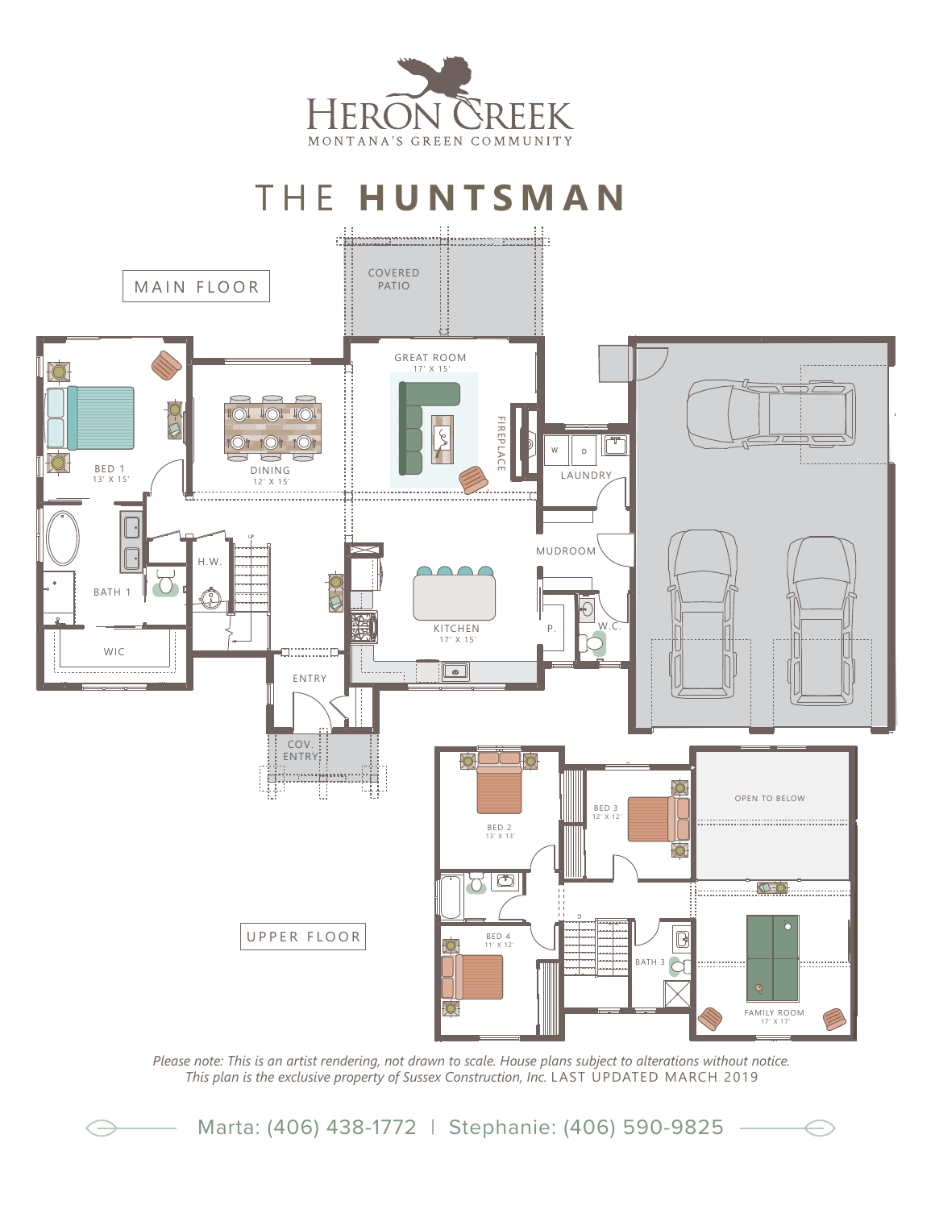HERON CREEK

MONTANA'S GREEN COMMUNITY

# THE **HUNTSMAN**

MAIN FLOOR

COVERED PATIO

GREAT ROOM
17' X 15'

FIREPLACE

BED 1
13' X 15'

DINING
12' X 15'

LAUNDRY

W

D

MUDROOM

H.W.

BATH 1

KITCHEN
17' X 15'

P.

W.C.

WIC

ENTRY

COV. ENTRY

UPPER FLOOR

BED 2
13' X 13'

BED 3
12' X 12'

OPEN TO BELOW

BED 4
11' X 12'

BATH 3

FAMILY ROOM
17' X 17'

*Please note: This is an artist rendering, not drawn to scale. House plans subject to alterations without notice. This plan is the exclusive property of Sussex Construction, Inc.* LAST UPDATED MARCH 2019

Marta: (406) 438-1772 | Stephanie: (406) 590-9825